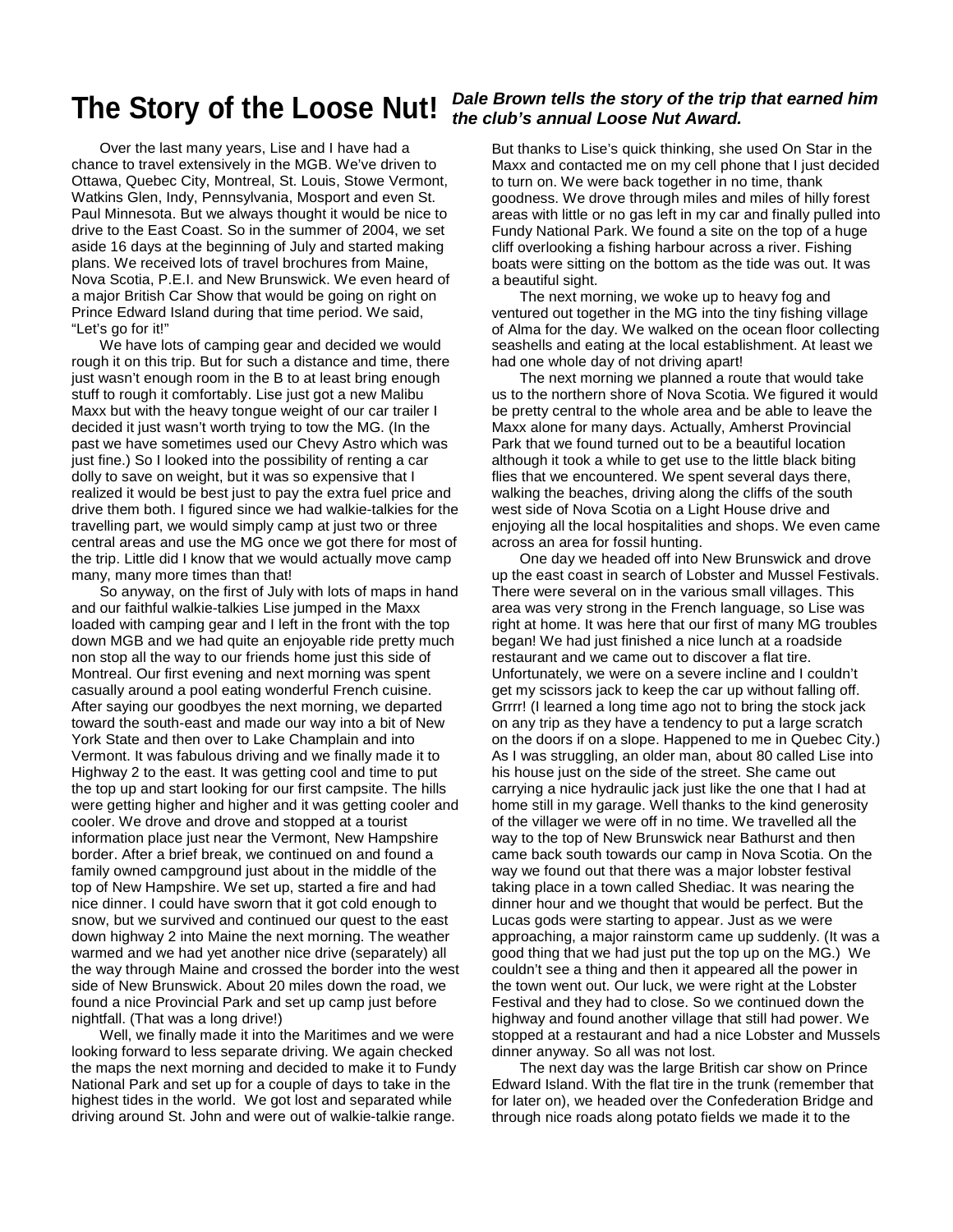# The Story of the Loose Nut!

***Dale Brown tells the story of the trip that earned him the club's annual Loose Nut Award.***

Over the last many years, Lise and I have had a chance to travel extensively in the MGB. We've driven to Ottawa, Quebec City, Montreal, St. Louis, Stowe Vermont, Watkins Glen, Indy, Pennsylvania, Mosport and even St. Paul Minnesota. But we always thought it would be nice to drive to the East Coast. So in the summer of 2004, we set aside 16 days at the beginning of July and started making plans. We received lots of travel brochures from Maine, Nova Scotia, P.E.I. and New Brunswick. We even heard of a major British Car Show that would be going on right on Prince Edward Island during that time period. We said, "Let's go for it!"

We have lots of camping gear and decided we would rough it on this trip. But for such a distance and time, there just wasn't enough room in the B to at least bring enough stuff to rough it comfortably. Lise just got a new Malibu Maxx but with the heavy tongue weight of our car trailer I decided it just wasn't worth trying to tow the MG. (In the past we have sometimes used our Chevy Astro which was just fine.) So I looked into the possibility of renting a car dolly to save on weight, but it was so expensive that I realized it would be best just to pay the extra fuel price and drive them both. I figured since we had walkie-talkies for the travelling part, we would simply camp at just two or three central areas and use the MG once we got there for most of the trip. Little did I know that we would actually move camp many, many more times than that!

So anyway, on the first of July with lots of maps in hand and our faithful walkie-talkies Lise jumped in the Maxx loaded with camping gear and I left in the front with the top down MGB and we had quite an enjoyable ride pretty much non stop all the way to our friends home just this side of Montreal. Our first evening and next morning was spent casually around a pool eating wonderful French cuisine. After saying our goodbyes the next morning, we departed toward the south-east and made our way into a bit of New York State and then over to Lake Champlain and into Vermont. It was fabulous driving and we finally made it to Highway 2 to the east. It was getting cool and time to put the top up and start looking for our first campsite. The hills were getting higher and higher and it was getting cooler and cooler. We drove and drove and stopped at a tourist information place just near the Vermont, New Hampshire border. After a brief break, we continued on and found a family owned campground just about in the middle of the top of New Hampshire. We set up, started a fire and had nice dinner. I could have sworn that it got cold enough to snow, but we survived and continued our quest to the east down highway 2 into Maine the next morning. The weather warmed and we had yet another nice drive (separately) all the way through Maine and crossed the border into the west side of New Brunswick. About 20 miles down the road, we found a nice Provincial Park and set up camp just before nightfall. (That was a long drive!)

Well, we finally made it into the Maritimes and we were looking forward to less separate driving. We again checked the maps the next morning and decided to make it to Fundy National Park and set up for a couple of days to take in the highest tides in the world. We got lost and separated while driving around St. John and were out of walkie-talkie range. But thanks to Lise's quick thinking, she used On Star in the Maxx and contacted me on my cell phone that I just decided to turn on. We were back together in no time, thank goodness. We drove through miles and miles of hilly forest areas with little or no gas left in my car and finally pulled into Fundy National Park. We found a site on the top of a huge cliff overlooking a fishing harbour across a river. Fishing boats were sitting on the bottom as the tide was out. It was a beautiful sight.

The next morning, we woke up to heavy fog and ventured out together in the MG into the tiny fishing village of Alma for the day. We walked on the ocean floor collecting seashells and eating at the local establishment. At least we had one whole day of not driving apart!

The next morning we planned a route that would take us to the northern shore of Nova Scotia. We figured it would be pretty central to the whole area and be able to leave the Maxx alone for many days. Actually, Amherst Provincial Park that we found turned out to be a beautiful location although it took a while to get use to the little black biting flies that we encountered. We spent several days there, walking the beaches, driving along the cliffs of the south west side of Nova Scotia on a Light House drive and enjoying all the local hospitalities and shops. We even came across an area for fossil hunting.

One day we headed off into New Brunswick and drove up the east coast in search of Lobster and Mussel Festivals. There were several on in the various small villages. This area was very strong in the French language, so Lise was right at home. It was here that our first of many MG troubles began! We had just finished a nice lunch at a roadside restaurant and we came out to discover a flat tire. Unfortunately, we were on a severe incline and I couldn't get my scissors jack to keep the car up without falling off. Grrrr! (I learned a long time ago not to bring the stock jack on any trip as they have a tendency to put a large scratch on the doors if on a slope. Happened to me in Quebec City.) As I was struggling, an older man, about 80 called Lise into his house just on the side of the street. She came out carrying a nice hydraulic jack just like the one that I had at home still in my garage. Well thanks to the kind generosity of the villager we were off in no time. We travelled all the way to the top of New Brunswick near Bathurst and then came back south towards our camp in Nova Scotia. On the way we found out that there was a major lobster festival taking place in a town called Shediac. It was nearing the dinner hour and we thought that would be perfect. But the Lucas gods were starting to appear. Just as we were approaching, a major rainstorm came up suddenly. (It was a good thing that we had just put the top up on the MG.) We couldn't see a thing and then it appeared all the power in the town went out. Our luck, we were right at the Lobster Festival and they had to close. So we continued down the highway and found another village that still had power. We stopped at a restaurant and had a nice Lobster and Mussels dinner anyway. So all was not lost.

The next day was the large British car show on Prince Edward Island. With the flat tire in the trunk (remember that for later on), we headed over the Confederation Bridge and through nice roads along potato fields we made it to the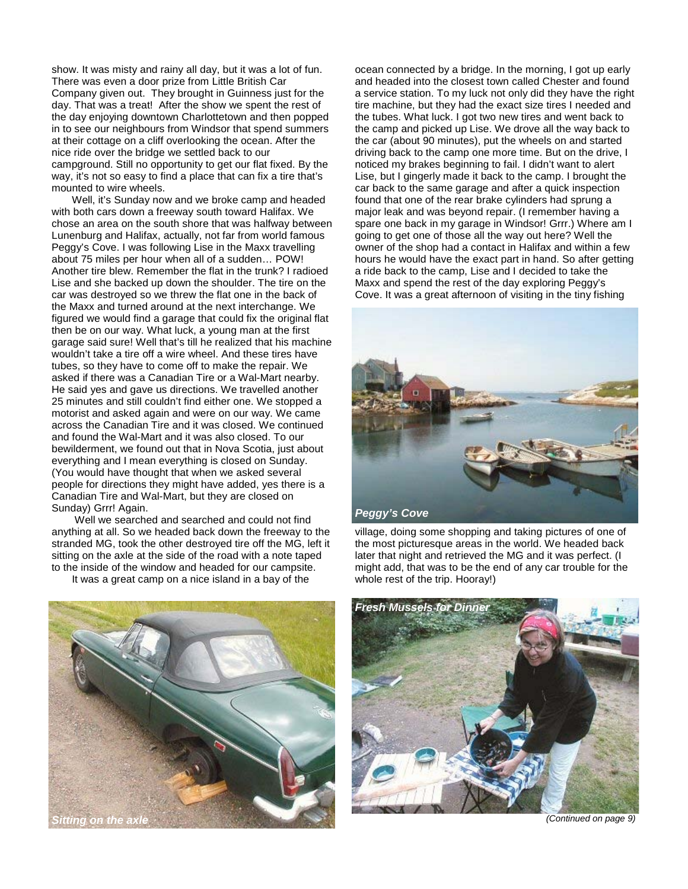show. It was misty and rainy all day, but it was a lot of fun. There was even a door prize from Little British Car Company given out. They brought in Guinness just for the day. That was a treat! After the show we spent the rest of the day enjoying downtown Charlottetown and then popped in to see our neighbours from Windsor that spend summers at their cottage on a cliff overlooking the ocean. After the nice ride over the bridge we settled back to our campground. Still no opportunity to get our flat fixed. By the way, it's not so easy to find a place that can fix a tire that's mounted to wire wheels.

Well, it's Sunday now and we broke camp and headed with both cars down a freeway south toward Halifax. We chose an area on the south shore that was halfway between Lunenburg and Halifax, actually, not far from world famous Peggy's Cove. I was following Lise in the Maxx travelling about 75 miles per hour when all of a sudden… POW! Another tire blew. Remember the flat in the trunk? I radioed Lise and she backed up down the shoulder. The tire on the car was destroyed so we threw the flat one in the back of the Maxx and turned around at the next interchange. We figured we would find a garage that could fix the original flat then be on our way. What luck, a young man at the first garage said sure! Well that's till he realized that his machine wouldn't take a tire off a wire wheel. And these tires have tubes, so they have to come off to make the repair. We asked if there was a Canadian Tire or a Wal-Mart nearby. He said yes and gave us directions. We travelled another 25 minutes and still couldn't find either one. We stopped a motorist and asked again and were on our way. We came across the Canadian Tire and it was closed. We continued and found the Wal-Mart and it was also closed. To our bewilderment, we found out that in Nova Scotia, just about everything and I mean everything is closed on Sunday. (You would have thought that when we asked several people for directions they might have added, yes there is a Canadian Tire and Wal-Mart, but they are closed on Sunday) Grrr! Again.

Well we searched and searched and could not find anything at all. So we headed back down the freeway to the stranded MG, took the other destroyed tire off the MG, left it sitting on the axle at the side of the road with a note taped to the inside of the window and headed for our campsite.

It was a great camp on a nice island in a bay of the ocean connected by a bridge. In the morning, I got up early and headed into the closest town called Chester and found a service station. To my luck not only did they have the right tire machine, but they had the exact size tires I needed and the tubes. What luck. I got two new tires and went back to the camp and picked up Lise. We drove all the way back to the car (about 90 minutes), put the wheels on and started driving back to the camp one more time. But on the drive, I noticed my brakes beginning to fail. I didn't want to alert Lise, but I gingerly made it back to the camp. I brought the car back to the same garage and after a quick inspection found that one of the rear brake cylinders had sprung a major leak and was beyond repair. (I remember having a spare one back in my garage in Windsor! Grrr.) Where am I going to get one of those all the way out here? Well the owner of the shop had a contact in Halifax and within a few hours he would have the exact part in hand. So after getting a ride back to the camp, Lise and I decided to take the Maxx and spend the rest of the day exploring Peggy's Cove. It was a great afternoon of visiting in the tiny fishing village, doing some shopping and taking pictures of one of the most picturesque areas in the world. We headed back later that night and retrieved the MG and it was perfect. (I might add, that was to be the end of any car trouble for the whole rest of the trip. Hooray!)

***Peggy's Cove***

***Sitting on the axle***

***Fresh Mussels for Dinner***

*(Continued on page 9)*